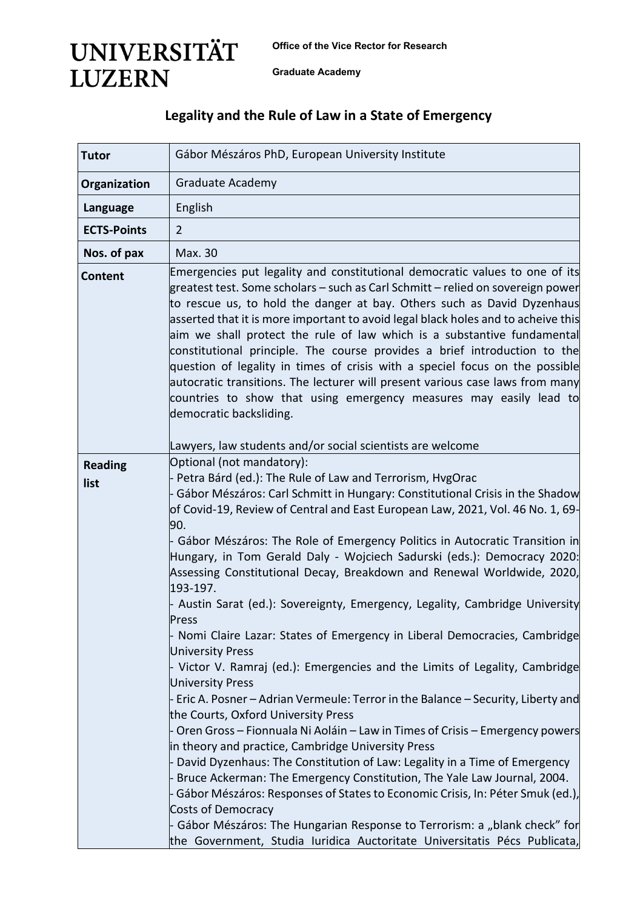**UNIVERSITÄT LUZERN**

**Office of the Vice Rector for Research**

**Graduate Academy**

## Legality and the Rule of Law in a State of Emergency

| | |
|---|---|
| **Tutor** | Gábor Mészáros PhD, European University Institute |
| **Organization** | Graduate Academy |
| **Language** | English |
| **ECTS-Points** | 2 |
| **Nos. of pax** | Max. 30 |
| **Content** | Emergencies put legality and constitutional democratic values to one of its greatest test. Some scholars – such as Carl Schmitt – relied on sovereign power to rescue us, to hold the danger at bay. Others such as David Dyzenhaus asserted that it is more important to avoid legal black holes and to acheive this aim we shall protect the rule of law which is a substantive fundamental constitutional principle. The course provides a brief introduction to the question of legality in times of crisis with a speciel focus on the possible autocratic transitions. The lecturer will present various case laws from many countries to show that using emergency measures may easily lead to democratic backsliding.<br><br>Lawyers, law students and/or social scientists are welcome |
| **Reading list** | Optional (not mandatory):<br>- Petra Bárd (ed.): The Rule of Law and Terrorism, HvgOrac<br>- Gábor Mészáros: Carl Schmitt in Hungary: Constitutional Crisis in the Shadow of Covid-19, Review of Central and East European Law, 2021, Vol. 46 No. 1, 69-90.<br>- Gábor Mészáros: The Role of Emergency Politics in Autocratic Transition in Hungary, in Tom Gerald Daly - Wojciech Sadurski (eds.): Democracy 2020: Assessing Constitutional Decay, Breakdown and Renewal Worldwide, 2020, 193-197.<br>- Austin Sarat (ed.): Sovereignty, Emergency, Legality, Cambridge University Press<br>- Nomi Claire Lazar: States of Emergency in Liberal Democracies, Cambridge University Press<br>- Victor V. Ramraj (ed.): Emergencies and the Limits of Legality, Cambridge University Press<br>- Eric A. Posner – Adrian Vermeule: Terror in the Balance – Security, Liberty and the Courts, Oxford University Press<br>- Oren Gross – Fionnuala Ni Aoláin – Law in Times of Crisis – Emergency powers in theory and practice, Cambridge University Press<br>- David Dyzenhaus: The Constitution of Law: Legality in a Time of Emergency<br>- Bruce Ackerman: The Emergency Constitution, The Yale Law Journal, 2004.<br>- Gábor Mészáros: Responses of States to Economic Crisis, In: Péter Smuk (ed.), Costs of Democracy<br>- Gábor Mészáros: The Hungarian Response to Terrorism: a „blank check" for the Government, Studia Iuridica Auctoritate Universitatis Pécs Publicata, |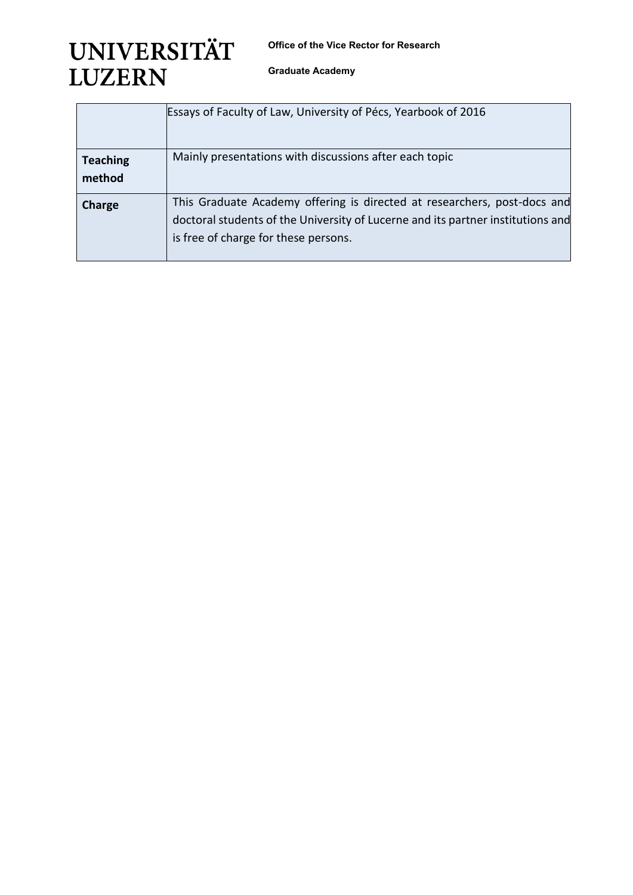| | |
|---|---|
| | Essays of Faculty of Law, University of Pécs, Yearbook of 2016 |
| **Teaching method** | Mainly presentations with discussions after each topic |
| **Charge** | This Graduate Academy offering is directed at researchers, post-docs and doctoral students of the University of Lucerne and its partner institutions and is free of charge for these persons. |